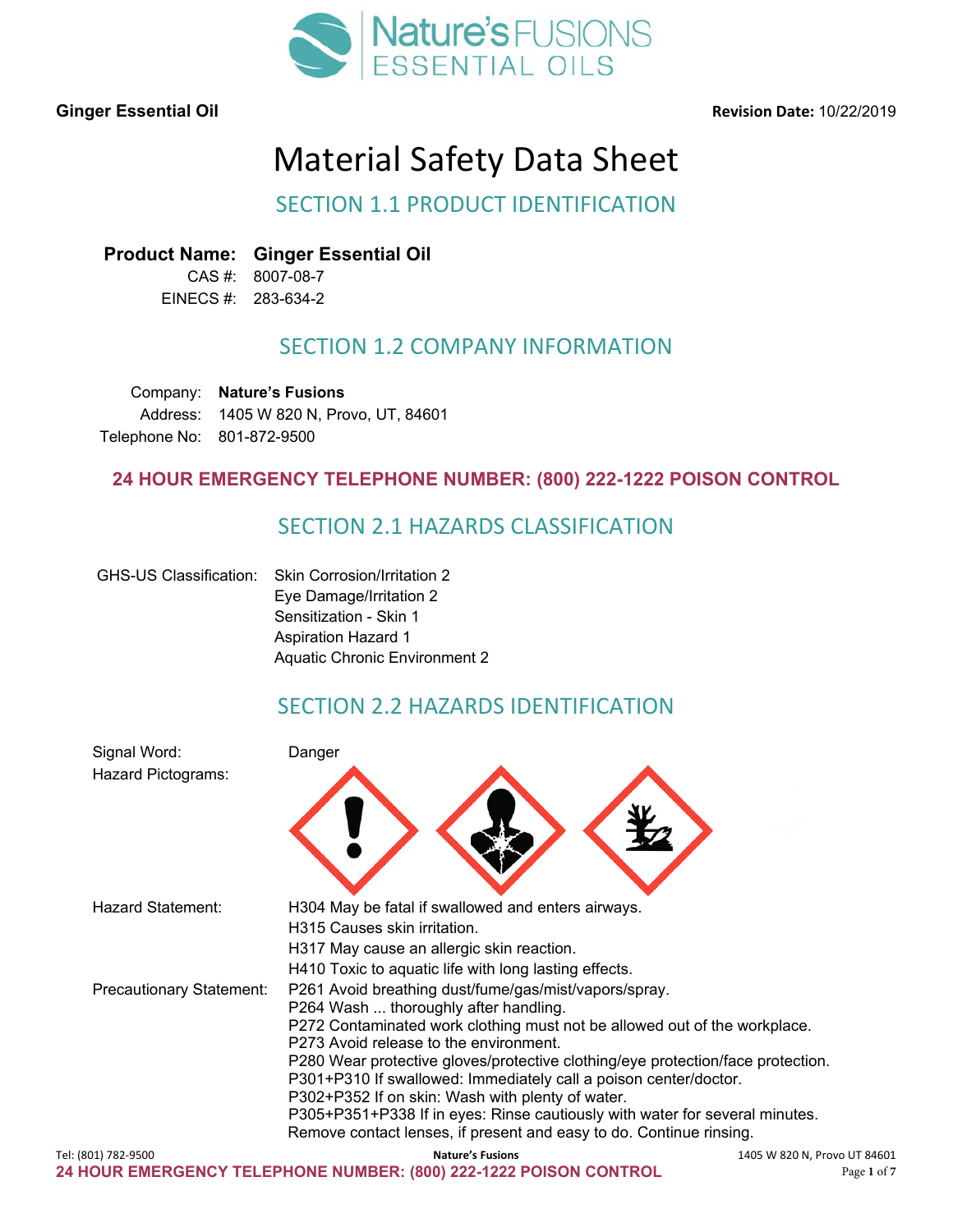**Ginger Essential Oil** **Revision Date:** 10/22/2019

# Material Safety Data Sheet

## SECTION 1.1 PRODUCT IDENTIFICATION

**Product Name:** **Ginger Essential Oil**
CAS #: 8007-08-7
EINECS #: 283-634-2

## SECTION 1.2 COMPANY INFORMATION

Company: **Nature's Fusions**
Address: 1405 W 820 N, Provo, UT, 84601
Telephone No: 801-872-9500

**24 HOUR EMERGENCY TELEPHONE NUMBER: (800) 222-1222 POISON CONTROL**

## SECTION 2.1 HAZARDS CLASSIFICATION

GHS-US Classification:
- Skin Corrosion/Irritation 2
- Eye Damage/Irritation 2
- Sensitization - Skin 1
- Aspiration Hazard 1
- Aquatic Chronic Environment 2

## SECTION 2.2 HAZARDS IDENTIFICATION

Signal Word: Danger

Hazard Pictograms:

Hazard Statement:
H304 May be fatal if swallowed and enters airways.
H315 Causes skin irritation.
H317 May cause an allergic skin reaction.
H410 Toxic to aquatic life with long lasting effects.

Precautionary Statement:
P261 Avoid breathing dust/fume/gas/mist/vapors/spray.
P264 Wash ... thoroughly after handling.
P272 Contaminated work clothing must not be allowed out of the workplace.
P273 Avoid release to the environment.
P280 Wear protective gloves/protective clothing/eye protection/face protection.
P301+P310 If swallowed: Immediately call a poison center/doctor.
P302+P352 If on skin: Wash with plenty of water.
P305+P351+P338 If in eyes: Rinse cautiously with water for several minutes. Remove contact lenses, if present and easy to do. Continue rinsing.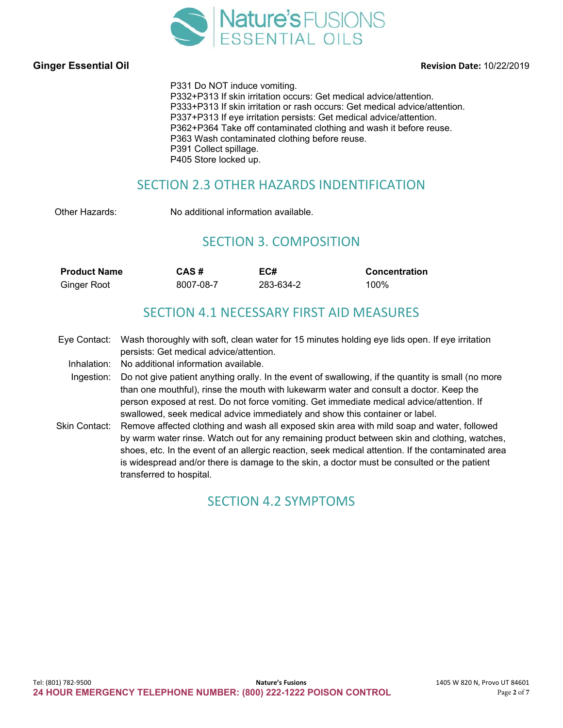P331 Do NOT induce vomiting.
P332+P313 If skin irritation occurs: Get medical advice/attention.
P333+P313 If skin irritation or rash occurs: Get medical advice/attention.
P337+P313 If eye irritation persists: Get medical advice/attention.
P362+P364 Take off contaminated clothing and wash it before reuse.
P363 Wash contaminated clothing before reuse.
P391 Collect spillage.
P405 Store locked up.

## SECTION 2.3 OTHER HAZARDS INDENTIFICATION

Other Hazards: No additional information available.

## SECTION 3. COMPOSITION

| Product Name | CAS # | EC# | Concentration |
|---|---|---|---|
| Ginger Root | 8007-08-7 | 283-634-2 | 100% |

## SECTION 4.1 NECESSARY FIRST AID MEASURES

Eye Contact: Wash thoroughly with soft, clean water for 15 minutes holding eye lids open. If eye irritation persists: Get medical advice/attention.

Inhalation: No additional information available.

Ingestion: Do not give patient anything orally. In the event of swallowing, if the quantity is small (no more than one mouthful), rinse the mouth with lukewarm water and consult a doctor. Keep the person exposed at rest. Do not force vomiting. Get immediate medical advice/attention. If swallowed, seek medical advice immediately and show this container or label.

Skin Contact: Remove affected clothing and wash all exposed skin area with mild soap and water, followed by warm water rinse. Watch out for any remaining product between skin and clothing, watches, shoes, etc. In the event of an allergic reaction, seek medical attention. If the contaminated area is widespread and/or there is damage to the skin, a doctor must be consulted or the patient transferred to hospital.

## SECTION 4.2 SYMPTOMS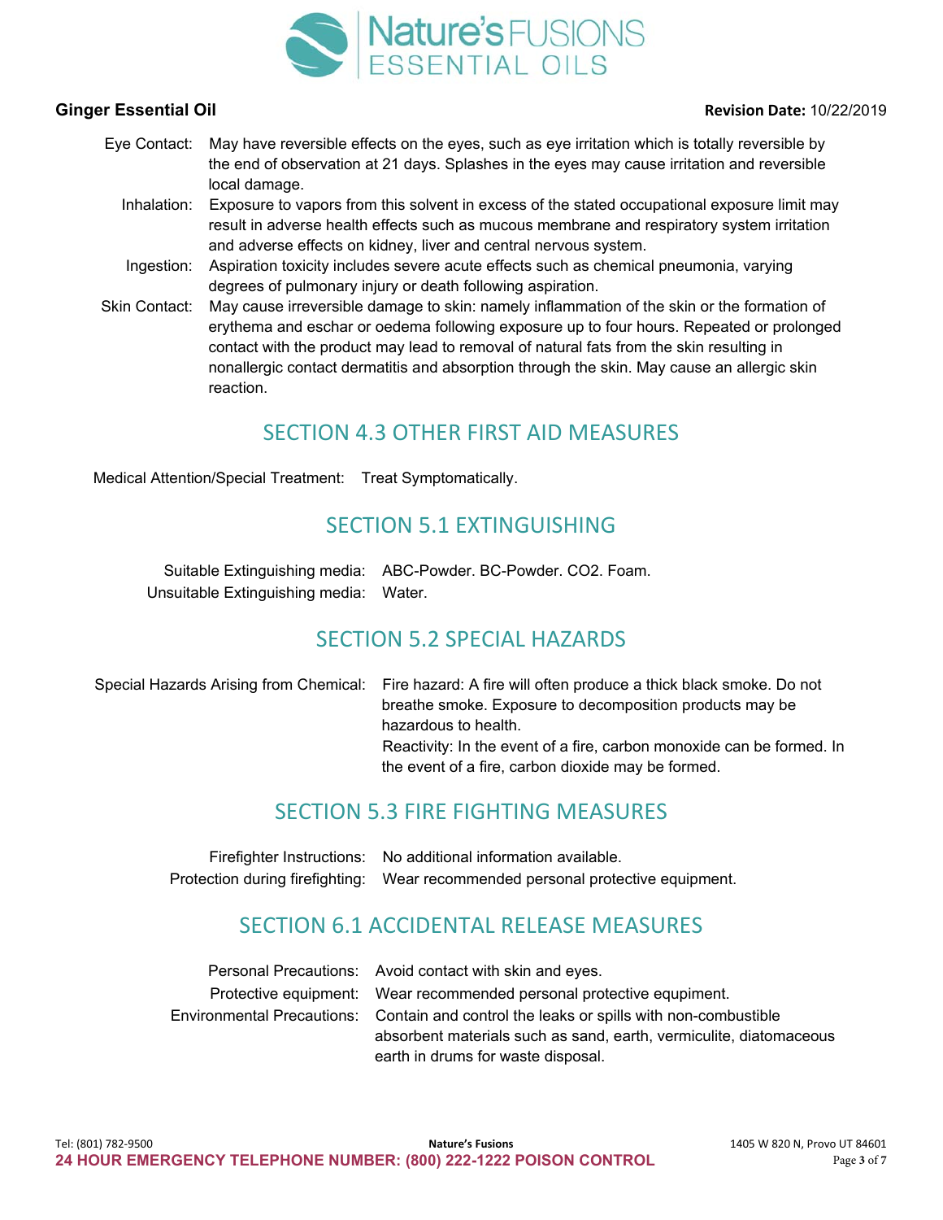Eye Contact: May have reversible effects on the eyes, such as eye irritation which is totally reversible by the end of observation at 21 days. Splashes in the eyes may cause irritation and reversible local damage.

Inhalation: Exposure to vapors from this solvent in excess of the stated occupational exposure limit may result in adverse health effects such as mucous membrane and respiratory system irritation and adverse effects on kidney, liver and central nervous system.

Ingestion: Aspiration toxicity includes severe acute effects such as chemical pneumonia, varying degrees of pulmonary injury or death following aspiration.

Skin Contact: May cause irreversible damage to skin: namely inflammation of the skin or the formation of erythema and eschar or oedema following exposure up to four hours. Repeated or prolonged contact with the product may lead to removal of natural fats from the skin resulting in nonallergic contact dermatitis and absorption through the skin. May cause an allergic skin reaction.

## SECTION 4.3 OTHER FIRST AID MEASURES

Medical Attention/Special Treatment: Treat Symptomatically.

## SECTION 5.1 EXTINGUISHING

Suitable Extinguishing media: ABC-Powder. BC-Powder. $CO_2$. Foam.

Unsuitable Extinguishing media: Water.

## SECTION 5.2 SPECIAL HAZARDS

Special Hazards Arising from Chemical: Fire hazard: A fire will often produce a thick black smoke. Do not breathe smoke. Exposure to decomposition products may be hazardous to health.
Reactivity: In the event of a fire, carbon monoxide can be formed. In the event of a fire, carbon dioxide may be formed.

## SECTION 5.3 FIRE FIGHTING MEASURES

Firefighter Instructions: No additional information available.

Protection during firefighting: Wear recommended personal protective equipment.

## SECTION 6.1 ACCIDENTAL RELEASE MEASURES

Personal Precautions: Avoid contact with skin and eyes.

Protective equipment: Wear recommended personal protective equipment.

Environmental Precautions: Contain and control the leaks or spills with non-combustible absorbent materials such as sand, earth, vermiculite, diatomaceous earth in drums for waste disposal.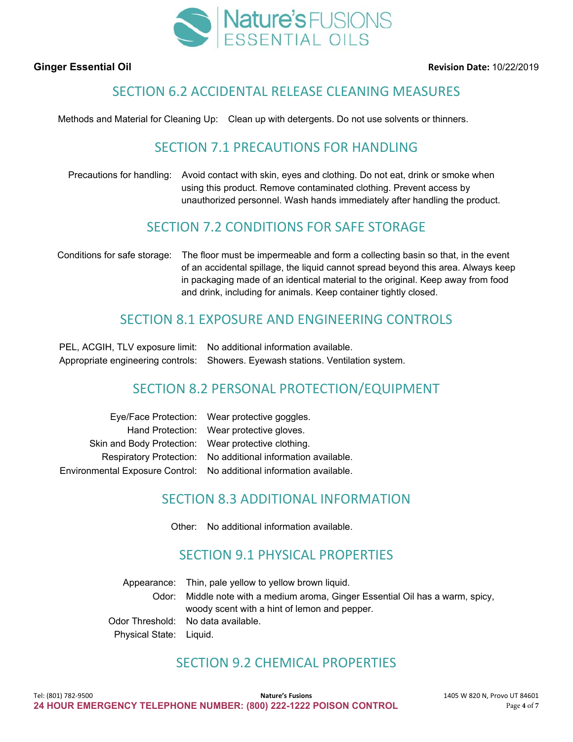## SECTION 6.2 ACCIDENTAL RELEASE CLEANING MEASURES

Methods and Material for Cleaning Up: Clean up with detergents. Do not use solvents or thinners.

## SECTION 7.1 PRECAUTIONS FOR HANDLING

Precautions for handling: Avoid contact with skin, eyes and clothing. Do not eat, drink or smoke when using this product. Remove contaminated clothing. Prevent access by unauthorized personnel. Wash hands immediately after handling the product.

## SECTION 7.2 CONDITIONS FOR SAFE STORAGE

Conditions for safe storage: The floor must be impermeable and form a collecting basin so that, in the event of an accidental spillage, the liquid cannot spread beyond this area. Always keep in packaging made of an identical material to the original. Keep away from food and drink, including for animals. Keep container tightly closed.

## SECTION 8.1 EXPOSURE AND ENGINEERING CONTROLS

PEL, ACGIH, TLV exposure limit: No additional information available.

Appropriate engineering controls: Showers. Eyewash stations. Ventilation system.

## SECTION 8.2 PERSONAL PROTECTION/EQUIPMENT

Eye/Face Protection: Wear protective goggles.

Hand Protection: Wear protective gloves.

Skin and Body Protection: Wear protective clothing.

Respiratory Protection: No additional information available.

Environmental Exposure Control: No additional information available.

## SECTION 8.3 ADDITIONAL INFORMATION

Other: No additional information available.

## SECTION 9.1 PHYSICAL PROPERTIES

Appearance: Thin, pale yellow to yellow brown liquid.

Odor: Middle note with a medium aroma, Ginger Essential Oil has a warm, spicy, woody scent with a hint of lemon and pepper.

Odor Threshold: No data available.

Physical State: Liquid.

## SECTION 9.2 CHEMICAL PROPERTIES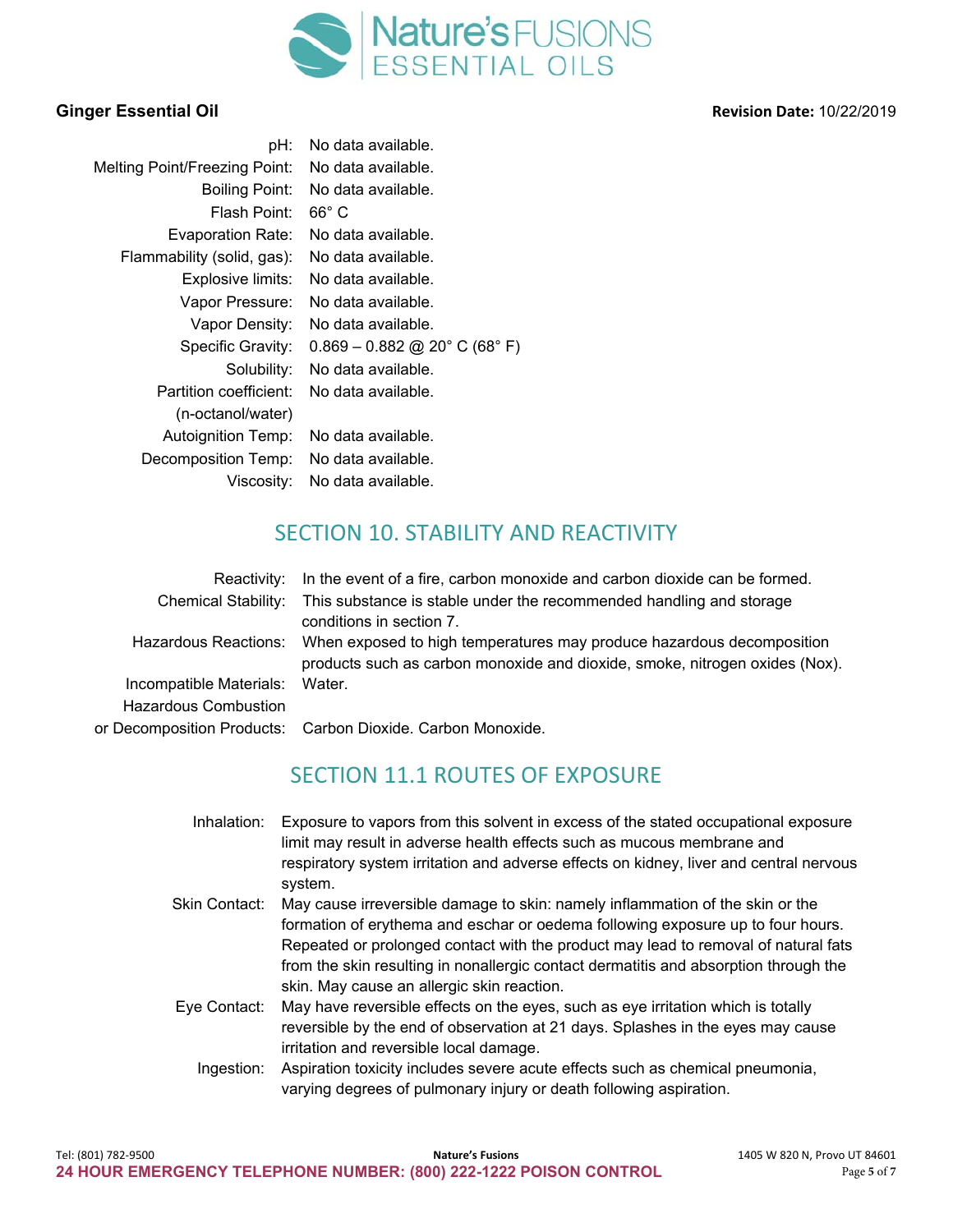| | |
|---|---|
| pH: | No data available. |
| Melting Point/Freezing Point: | No data available. |
| Boiling Point: | No data available. |
| Flash Point: | 66° C |
| Evaporation Rate: | No data available. |
| Flammability (solid, gas): | No data available. |
| Explosive limits: | No data available. |
| Vapor Pressure: | No data available. |
| Vapor Density: | No data available. |
| Specific Gravity: | 0.869 – 0.882 @ 20° C (68° F) |
| Solubility: | No data available. |
| Partition coefficient: (n-octanol/water) | No data available. |
| Autoignition Temp: | No data available. |
| Decomposition Temp: | No data available. |
| Viscosity: | No data available. |

## SECTION 10. STABILITY AND REACTIVITY

| | |
|---|---|
| Reactivity: | In the event of a fire, carbon monoxide and carbon dioxide can be formed. |
| Chemical Stability: | This substance is stable under the recommended handling and storage conditions in section 7. |
| Hazardous Reactions: | When exposed to high temperatures may produce hazardous decomposition products such as carbon monoxide and dioxide, smoke, nitrogen oxides (Nox). |
| Incompatible Materials: | Water. |
| Hazardous Combustion or Decomposition Products: | Carbon Dioxide. Carbon Monoxide. |

## SECTION 11.1 ROUTES OF EXPOSURE

| | |
|---|---|
| Inhalation: | Exposure to vapors from this solvent in excess of the stated occupational exposure limit may result in adverse health effects such as mucous membrane and respiratory system irritation and adverse effects on kidney, liver and central nervous system. |
| Skin Contact: | May cause irreversible damage to skin: namely inflammation of the skin or the formation of erythema and eschar or oedema following exposure up to four hours. Repeated or prolonged contact with the product may lead to removal of natural fats from the skin resulting in nonallergic contact dermatitis and absorption through the skin. May cause an allergic skin reaction. |
| Eye Contact: | May have reversible effects on the eyes, such as eye irritation which is totally reversible by the end of observation at 21 days. Splashes in the eyes may cause irritation and reversible local damage. |
| Ingestion: | Aspiration toxicity includes severe acute effects such as chemical pneumonia, varying degrees of pulmonary injury or death following aspiration. |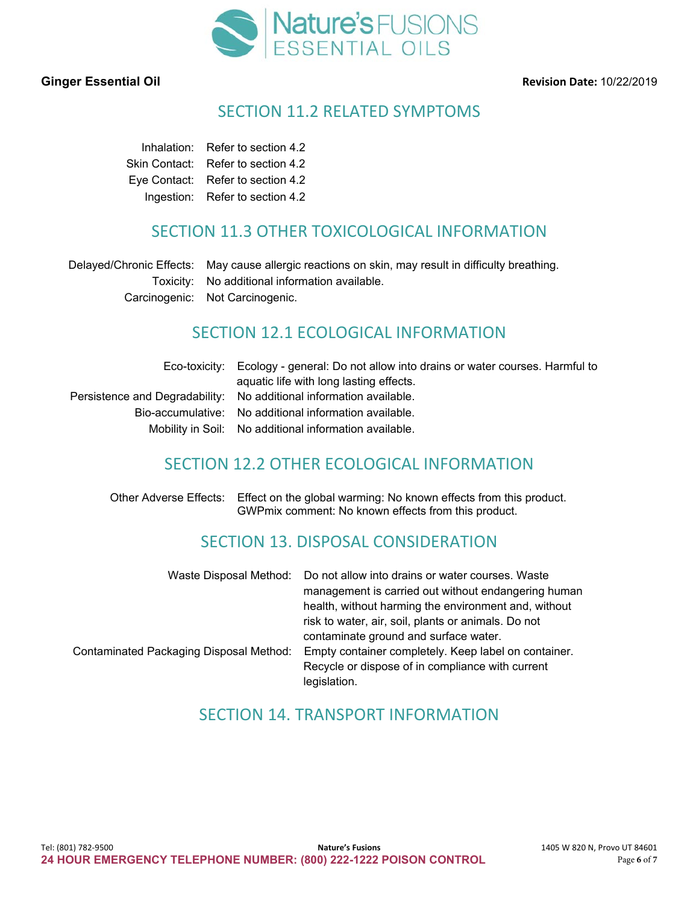## SECTION 11.2 RELATED SYMPTOMS

| | |
|---|---|
| Inhalation: | Refer to section 4.2 |
| Skin Contact: | Refer to section 4.2 |
| Eye Contact: | Refer to section 4.2 |
| Ingestion: | Refer to section 4.2 |

## SECTION 11.3 OTHER TOXICOLOGICAL INFORMATION

| | |
|---|---|
| Delayed/Chronic Effects: | May cause allergic reactions on skin, may result in difficulty breathing. |
| Toxicity: | No additional information available. |
| Carcinogenic: | Not Carcinogenic. |

## SECTION 12.1 ECOLOGICAL INFORMATION

| | |
|---|---|
| Eco-toxicity: | Ecology - general: Do not allow into drains or water courses. Harmful to aquatic life with long lasting effects. |
| Persistence and Degradability: | No additional information available. |
| Bio-accumulative: | No additional information available. |
| Mobility in Soil: | No additional information available. |

## SECTION 12.2 OTHER ECOLOGICAL INFORMATION

| | |
|---|---|
| Other Adverse Effects: | Effect on the global warming: No known effects from this product. GWPmix comment: No known effects from this product. |

## SECTION 13. DISPOSAL CONSIDERATION

| | |
|---|---|
| Waste Disposal Method: | Do not allow into drains or water courses. Waste management is carried out without endangering human health, without harming the environment and, without risk to water, air, soil, plants or animals. Do not contaminate ground and surface water. |
| Contaminated Packaging Disposal Method: | Empty container completely. Keep label on container. Recycle or dispose of in compliance with current legislation. |

## SECTION 14. TRANSPORT INFORMATION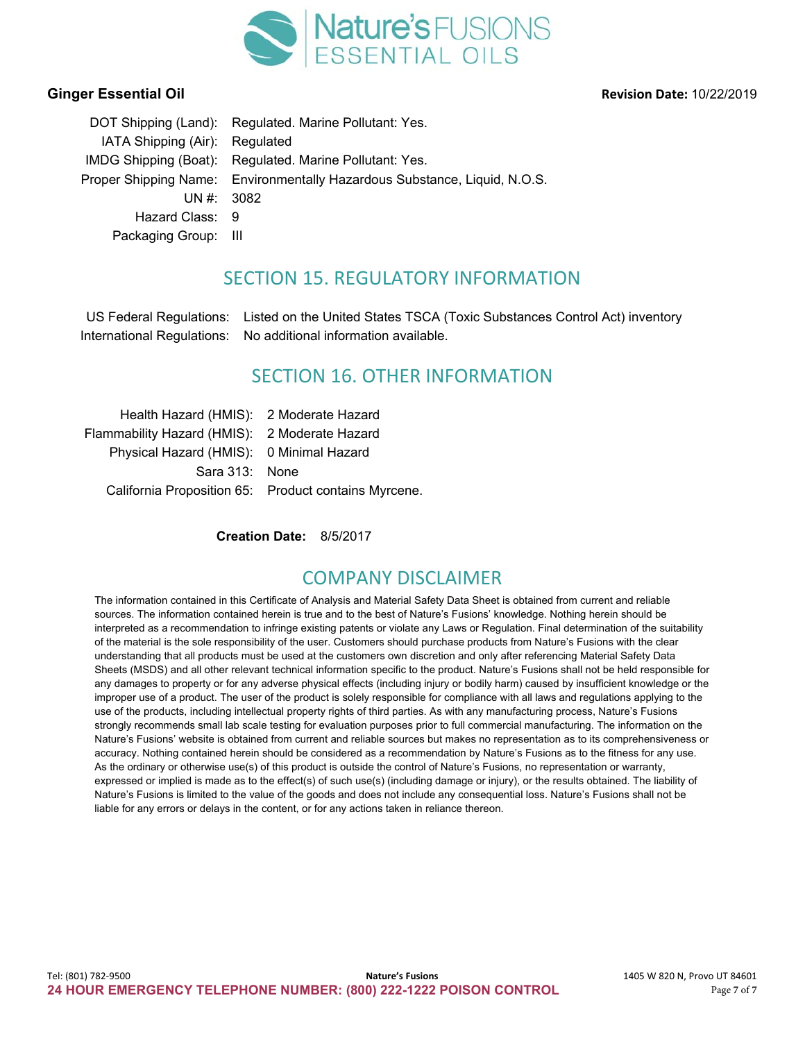**Ginger Essential Oil** **Revision Date:** 10/22/2019

| | |
|---|---|
| DOT Shipping (Land): | Regulated. Marine Pollutant: Yes. |
| IATA Shipping (Air): | Regulated |
| IMDG Shipping (Boat): | Regulated. Marine Pollutant: Yes. |
| Proper Shipping Name: | Environmentally Hazardous Substance, Liquid, N.O.S. |
| UN #: | 3082 |
| Hazard Class: | 9 |
| Packaging Group: | III |

## SECTION 15. REGULATORY INFORMATION

| | |
|---|---|
| US Federal Regulations: | Listed on the United States TSCA (Toxic Substances Control Act) inventory |
| International Regulations: | No additional information available. |

## SECTION 16. OTHER INFORMATION

| | |
|---|---|
| Health Hazard (HMIS): | 2 Moderate Hazard |
| Flammability Hazard (HMIS): | 2 Moderate Hazard |
| Physical Hazard (HMIS): | 0 Minimal Hazard |
| Sara 313: | None |
| California Proposition 65: | Product contains Myrcene. |

**Creation Date:** 8/5/2017

## COMPANY DISCLAIMER

The information contained in this Certificate of Analysis and Material Safety Data Sheet is obtained from current and reliable sources. The information contained herein is true and to the best of Nature's Fusions' knowledge. Nothing herein should be interpreted as a recommendation to infringe existing patents or violate any Laws or Regulation. Final determination of the suitability of the material is the sole responsibility of the user. Customers should purchase products from Nature's Fusions with the clear understanding that all products must be used at the customers own discretion and only after referencing Material Safety Data Sheets (MSDS) and all other relevant technical information specific to the product. Nature's Fusions shall not be held responsible for any damages to property or for any adverse physical effects (including injury or bodily harm) caused by insufficient knowledge or the improper use of a product. The user of the product is solely responsible for compliance with all laws and regulations applying to the use of the products, including intellectual property rights of third parties. As with any manufacturing process, Nature's Fusions strongly recommends small lab scale testing for evaluation purposes prior to full commercial manufacturing. The information on the Nature's Fusions' website is obtained from current and reliable sources but makes no representation as to its comprehensiveness or accuracy. Nothing contained herein should be considered as a recommendation by Nature's Fusions as to the fitness for any use. As the ordinary or otherwise use(s) of this product is outside the control of Nature's Fusions, no representation or warranty, expressed or implied is made as to the effect(s) of such use(s) (including damage or injury), or the results obtained. The liability of Nature's Fusions is limited to the value of the goods and does not include any consequential loss. Nature's Fusions shall not be liable for any errors or delays in the content, or for any actions taken in reliance thereon.